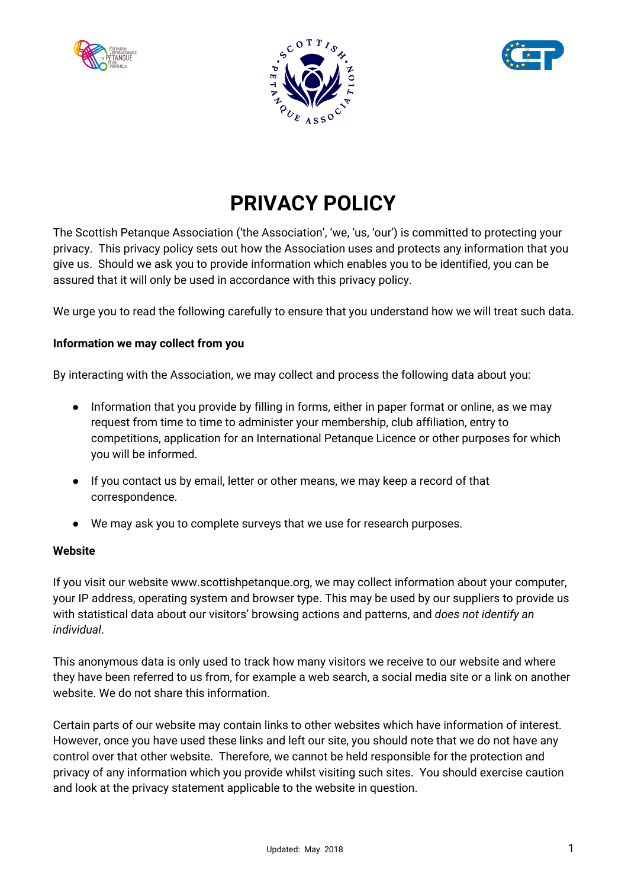# PRIVACY POLICY

The Scottish Petanque Association ('the Association', 'we, 'us, 'our') is committed to protecting your privacy. This privacy policy sets out how the Association uses and protects any information that you give us. Should we ask you to provide information which enables you to be identified, you can be assured that it will only be used in accordance with this privacy policy.

We urge you to read the following carefully to ensure that you understand how we will treat such data.

**Information we may collect from you**

By interacting with the Association, we may collect and process the following data about you:

- Information that you provide by filling in forms, either in paper format or online, as we may request from time to time to administer your membership, club affiliation, entry to competitions, application for an International Petanque Licence or other purposes for which you will be informed.
- If you contact us by email, letter or other means, we may keep a record of that correspondence.
- We may ask you to complete surveys that we use for research purposes.

**Website**

If you visit our website www.scottishpetanque.org, we may collect information about your computer, your IP address, operating system and browser type. This may be used by our suppliers to provide us with statistical data about our visitors' browsing actions and patterns, and *does not identify an individual*.

This anonymous data is only used to track how many visitors we receive to our website and where they have been referred to us from, for example a web search, a social media site or a link on another website. We do not share this information.

Certain parts of our website may contain links to other websites which have information of interest. However, once you have used these links and left our site, you should note that we do not have any control over that other website. Therefore, we cannot be held responsible for the protection and privacy of any information which you provide whilst visiting such sites. You should exercise caution and look at the privacy statement applicable to the website in question.

Updated: May 2018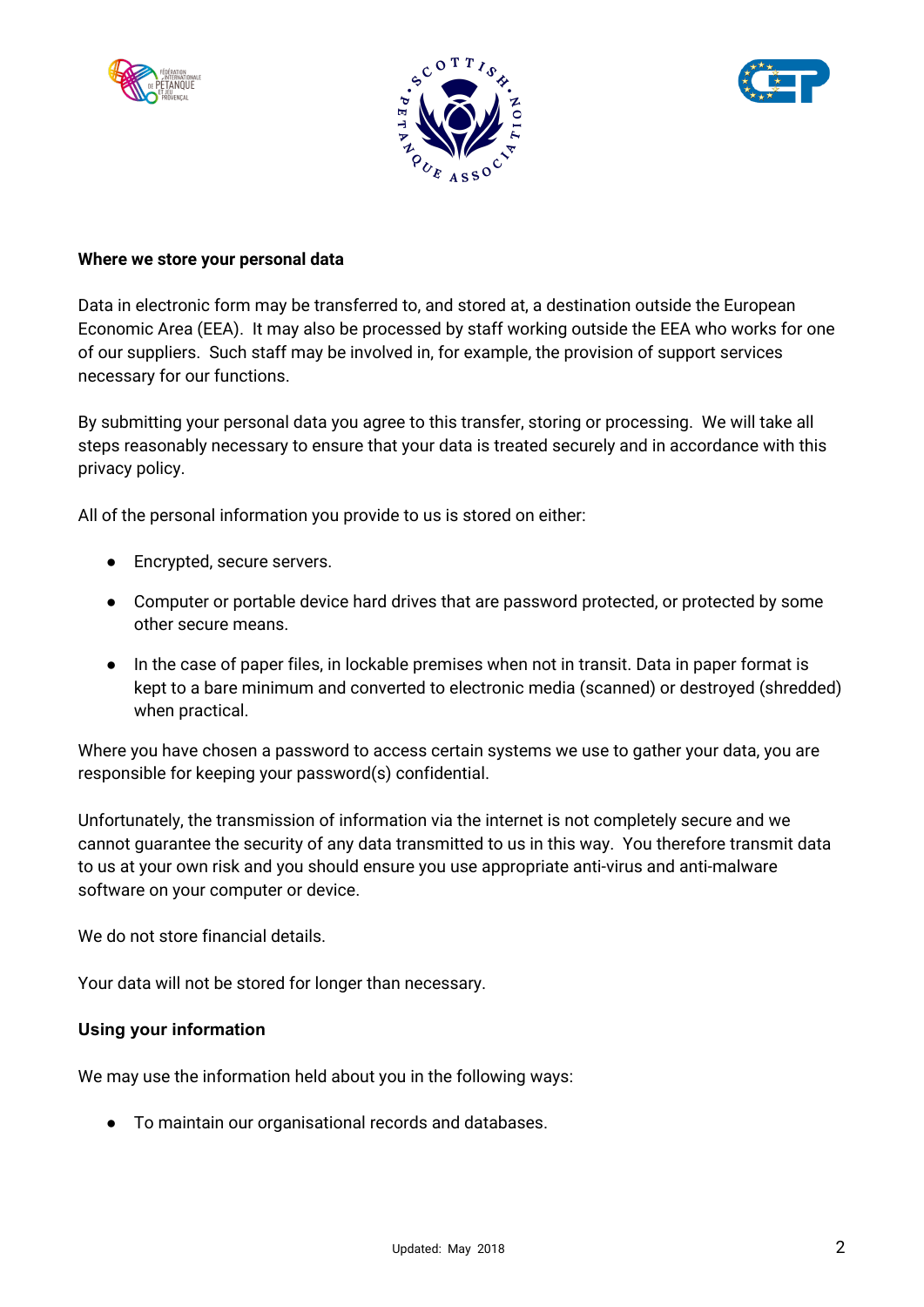**Where we store your personal data**

Data in electronic form may be transferred to, and stored at, a destination outside the European Economic Area (EEA). It may also be processed by staff working outside the EEA who works for one of our suppliers. Such staff may be involved in, for example, the provision of support services necessary for our functions.

By submitting your personal data you agree to this transfer, storing or processing. We will take all steps reasonably necessary to ensure that your data is treated securely and in accordance with this privacy policy.

All of the personal information you provide to us is stored on either:

- Encrypted, secure servers.
- Computer or portable device hard drives that are password protected, or protected by some other secure means.
- In the case of paper files, in lockable premises when not in transit. Data in paper format is kept to a bare minimum and converted to electronic media (scanned) or destroyed (shredded) when practical.

Where you have chosen a password to access certain systems we use to gather your data, you are responsible for keeping your password(s) confidential.

Unfortunately, the transmission of information via the internet is not completely secure and we cannot guarantee the security of any data transmitted to us in this way. You therefore transmit data to us at your own risk and you should ensure you use appropriate anti-virus and anti-malware software on your computer or device.

We do not store financial details.

Your data will not be stored for longer than necessary.

**Using your information**

We may use the information held about you in the following ways:

- To maintain our organisational records and databases.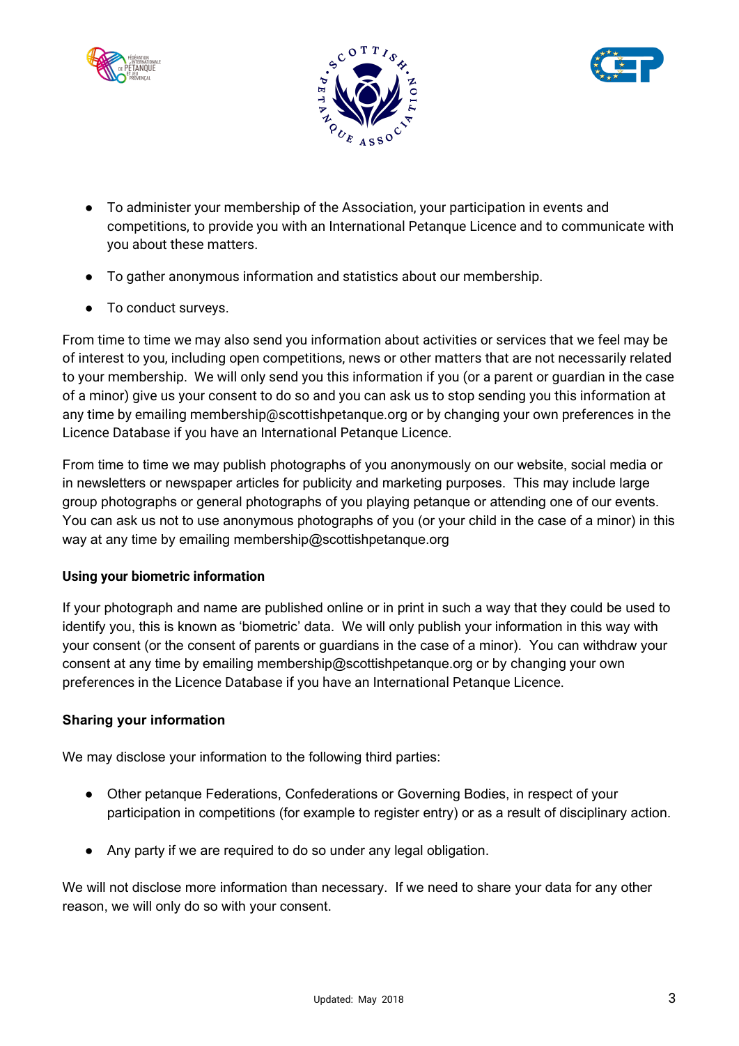- To administer your membership of the Association, your participation in events and competitions, to provide you with an International Petanque Licence and to communicate with you about these matters.
- To gather anonymous information and statistics about our membership.
- To conduct surveys.

From time to time we may also send you information about activities or services that we feel may be of interest to you, including open competitions, news or other matters that are not necessarily related to your membership. We will only send you this information if you (or a parent or guardian in the case of a minor) give us your consent to do so and you can ask us to stop sending you this information at any time by emailing membership@scottishpetanque.org or by changing your own preferences in the Licence Database if you have an International Petanque Licence.

From time to time we may publish photographs of you anonymously on our website, social media or in newsletters or newspaper articles for publicity and marketing purposes. This may include large group photographs or general photographs of you playing petanque or attending one of our events. You can ask us not to use anonymous photographs of you (or your child in the case of a minor) in this way at any time by emailing membership@scottishpetanque.org

**Using your biometric information**

If your photograph and name are published online or in print in such a way that they could be used to identify you, this is known as 'biometric' data. We will only publish your information in this way with your consent (or the consent of parents or guardians in the case of a minor). You can withdraw your consent at any time by emailing membership@scottishpetanque.org or by changing your own preferences in the Licence Database if you have an International Petanque Licence.

**Sharing your information**

We may disclose your information to the following third parties:

- Other petanque Federations, Confederations or Governing Bodies, in respect of your participation in competitions (for example to register entry) or as a result of disciplinary action.
- Any party if we are required to do so under any legal obligation.

We will not disclose more information than necessary. If we need to share your data for any other reason, we will only do so with your consent.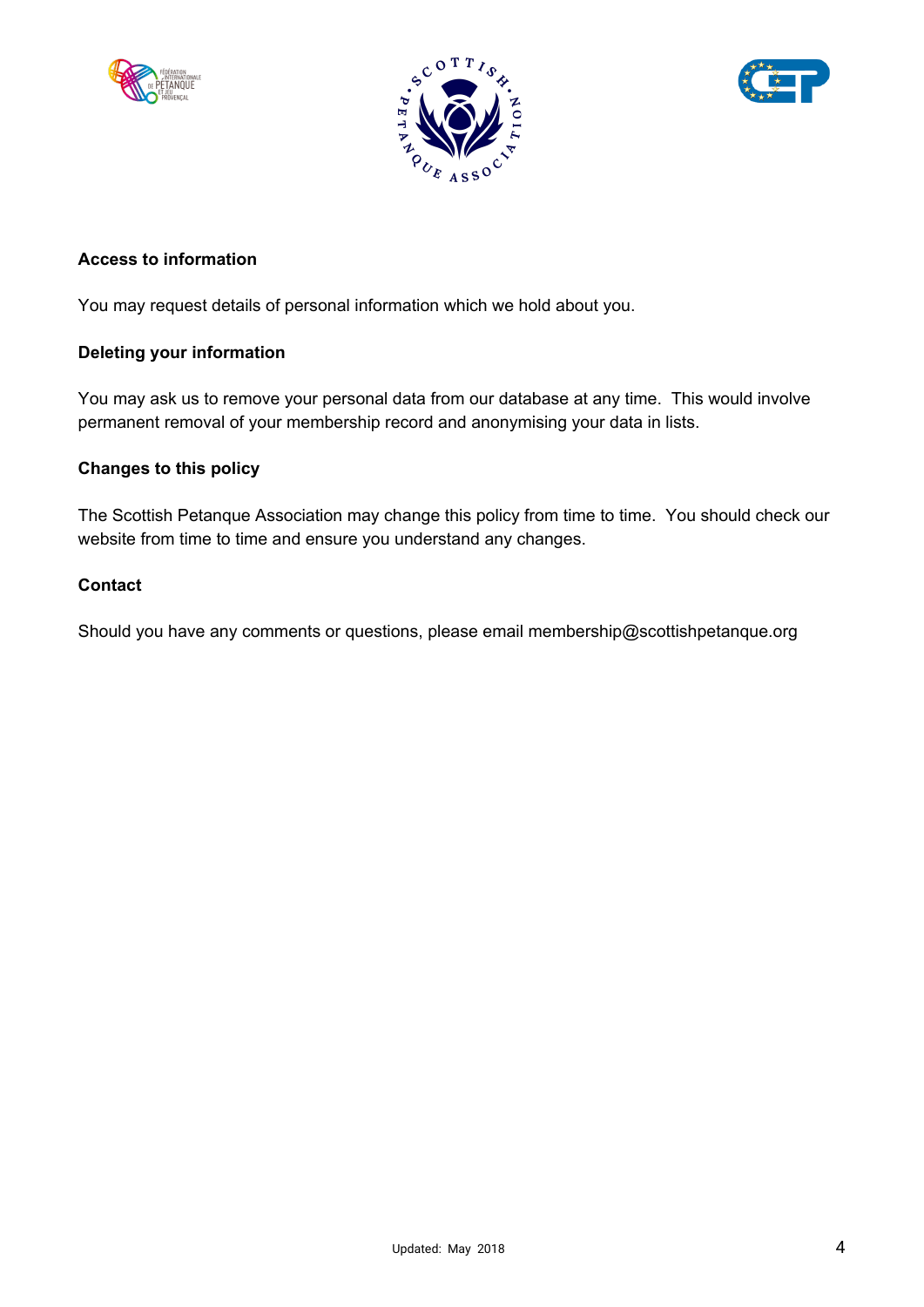### Access to information

You may request details of personal information which we hold about you.

### Deleting your information

You may ask us to remove your personal data from our database at any time. This would involve permanent removal of your membership record and anonymising your data in lists.

### Changes to this policy

The Scottish Petanque Association may change this policy from time to time. You should check our website from time to time and ensure you understand any changes.

### Contact

Should you have any comments or questions, please email membership@scottishpetanque.org